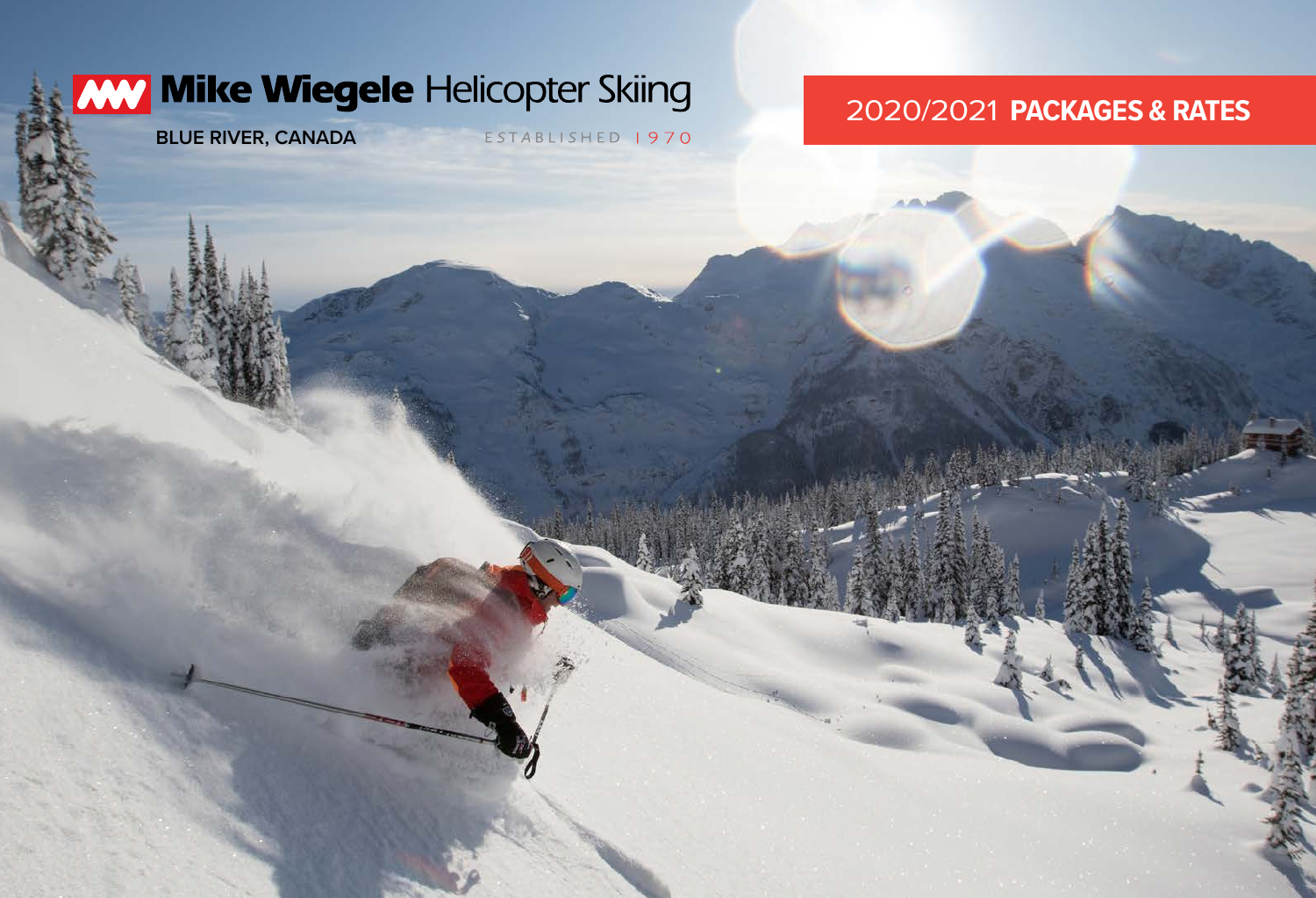# MW Mike Wiegele Helicopter Skiing

**BLUE RIVER, CANADA**

ESTABLISHED 1970

## 2020/2021 **PACKAGES & RATES**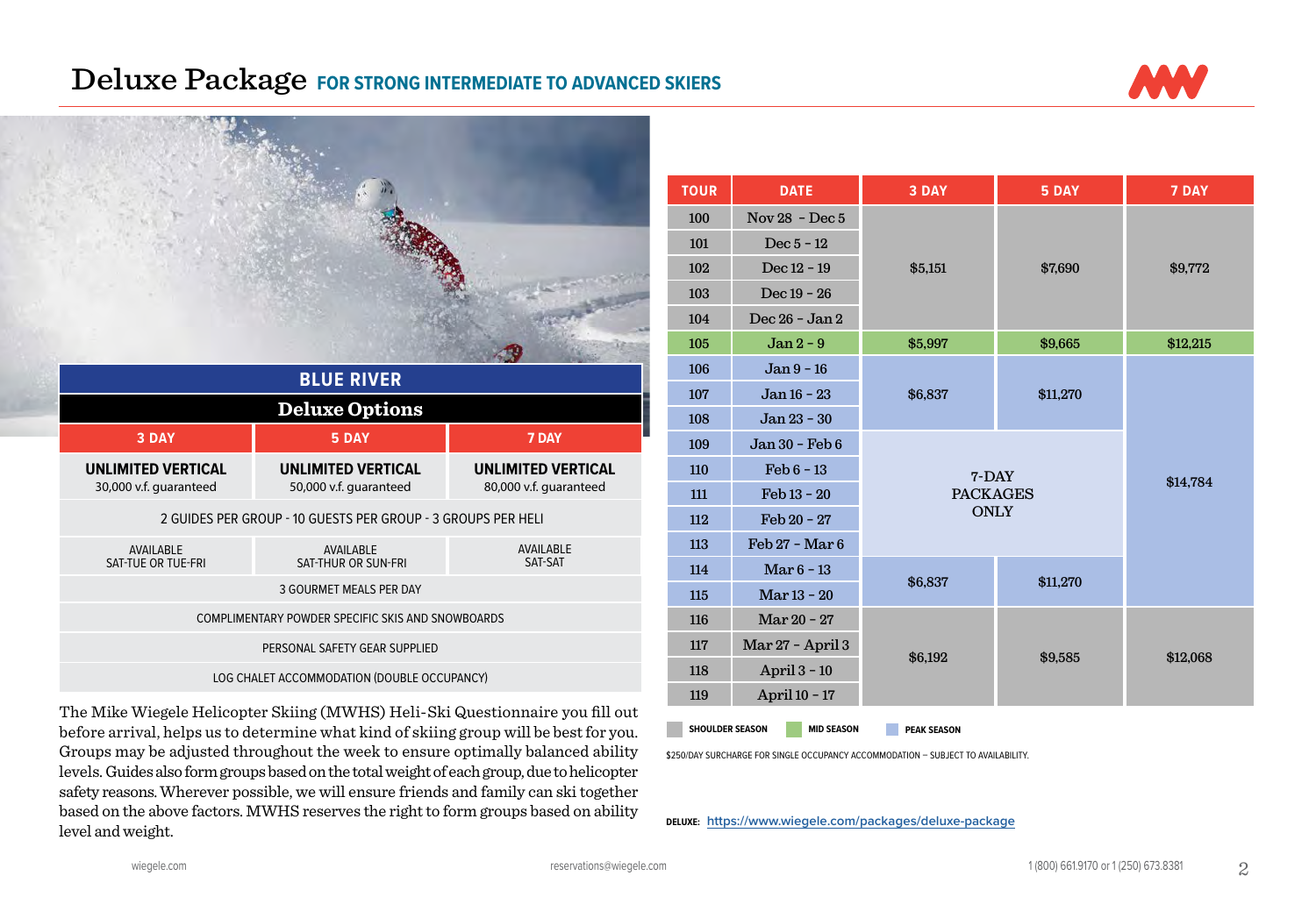# Deluxe Package FOR STRONG INTERMEDIATE TO ADVANCED SKIERS

| BLUE RIVER | | |
|---|---|---|
| **Deluxe Options** | | |
| 3 DAY | 5 DAY | 7 DAY |
| **UNLIMITED VERTICAL** 30,000 v.f. guaranteed | **UNLIMITED VERTICAL** 50,000 v.f. guaranteed | **UNLIMITED VERTICAL** 80,000 v.f. guaranteed |
| 2 GUIDES PER GROUP - 10 GUESTS PER GROUP - 3 GROUPS PER HELI | | |
| AVAILABLE SAT-TUE OR TUE-FRI | AVAILABLE SAT-THUR OR SUN-FRI | AVAILABLE SAT-SAT |
| 3 GOURMET MEALS PER DAY | | |
| COMPLIMENTARY POWDER SPECIFIC SKIS AND SNOWBOARDS | | |
| PERSONAL SAFETY GEAR SUPPLIED | | |
| LOG CHALET ACCOMMODATION (DOUBLE OCCUPANCY) | | |

The Mike Wiegele Helicopter Skiing (MWHS) Heli-Ski Questionnaire you fill out before arrival, helps us to determine what kind of skiing group will be best for you. Groups may be adjusted throughout the week to ensure optimally balanced ability levels. Guides also form groups based on the total weight of each group, due to helicopter safety reasons. Wherever possible, we will ensure friends and family can ski together based on the above factors. MWHS reserves the right to form groups based on ability level and weight.

| TOUR | DATE | 3 DAY | 5 DAY | 7 DAY |
|---|---|---|---|---|
| 100 | Nov 28 - Dec 5 | $5,151 | $7,690 | $9,772 |
| 101 | Dec 5 - 12 | $5,151 | $7,690 | $9,772 |
| 102 | Dec 12 - 19 | $5,151 | $7,690 | $9,772 |
| 103 | Dec 19 - 26 | $5,151 | $7,690 | $9,772 |
| 104 | Dec 26 - Jan 2 | $5,151 | $7,690 | $9,772 |
| 105 | Jan 2 - 9 | $5,997 | $9,665 | $12,215 |
| 106 | Jan 9 - 16 | $6,837 | $11,270 | $14,784 |
| 107 | Jan 16 - 23 | $6,837 | $11,270 | $14,784 |
| 108 | Jan 23 - 30 | $6,837 | $11,270 | $14,784 |
| 109 | Jan 30 - Feb 6 | 7-DAY PACKAGES ONLY | | $14,784 |
| 110 | Feb 6 - 13 | 7-DAY PACKAGES ONLY | | $14,784 |
| 111 | Feb 13 - 20 | 7-DAY PACKAGES ONLY | | $14,784 |
| 112 | Feb 20 - 27 | 7-DAY PACKAGES ONLY | | $14,784 |
| 113 | Feb 27 - Mar 6 | 7-DAY PACKAGES ONLY | | $14,784 |
| 114 | Mar 6 - 13 | $6,837 | $11,270 | $14,784 |
| 115 | Mar 13 - 20 | $6,837 | $11,270 | $14,784 |
| 116 | Mar 20 - 27 | $6,192 | $9,585 | $12,068 |
| 117 | Mar 27 - April 3 | $6,192 | $9,585 | $12,068 |
| 118 | April 3 - 10 | $6,192 | $9,585 | $12,068 |
| 119 | April 10 - 17 | $6,192 | $9,585 | $12,068 |

SHOULDER SEASON (tours 100–104, 116–119) · MID SEASON (tour 105) · PEAK SEASON (tours 106–115)

$250/DAY SURCHARGE FOR SINGLE OCCUPANCY ACCOMMODATION – SUBJECT TO AVAILABILITY.

**DELUXE:** https://www.wiegele.com/packages/deluxe-package

wiegele.com reservations@wiegele.com 1 (800) 661.9170 or 1 (250) 673.8381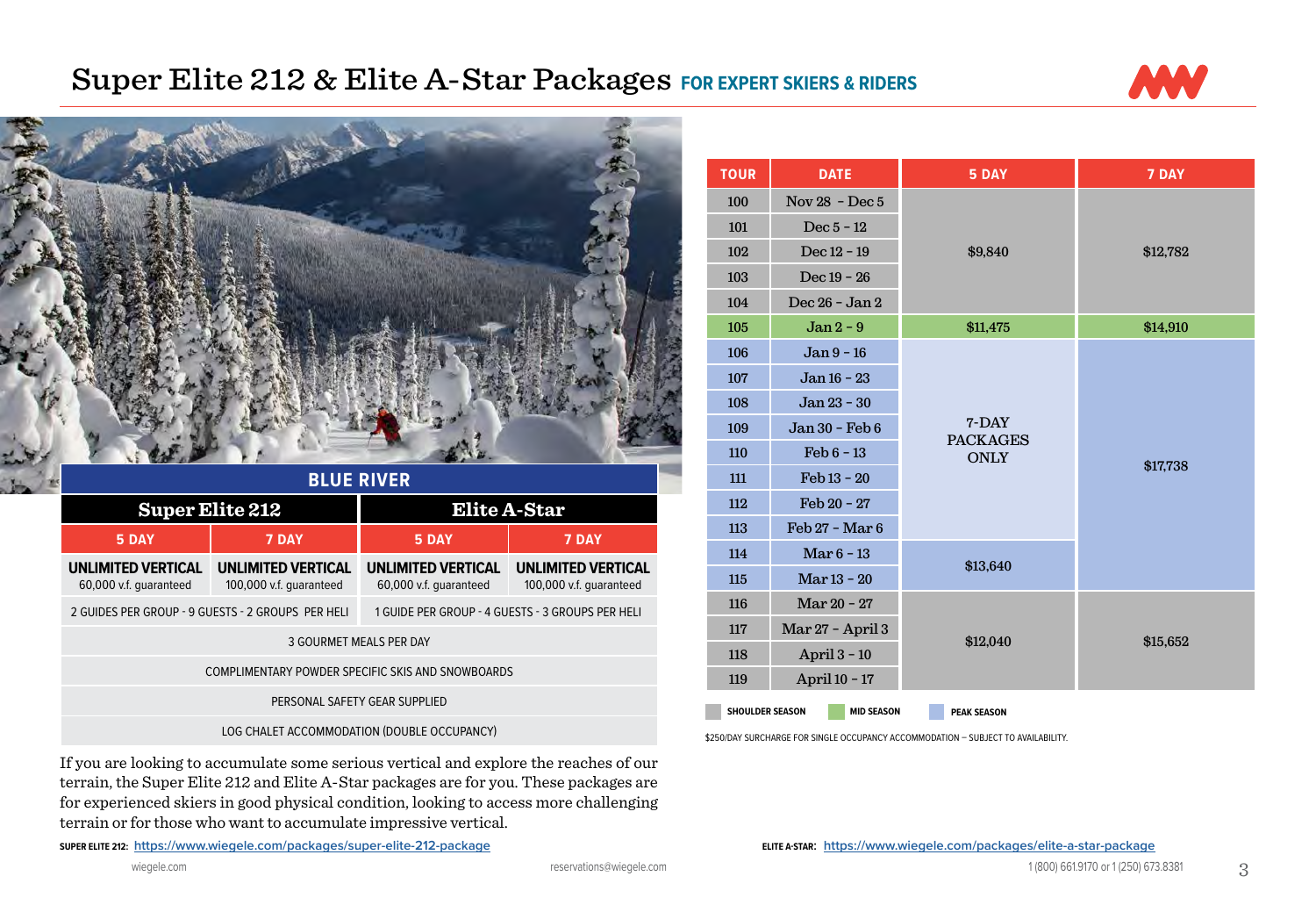# Super Elite 212 & Elite A-Star Packages FOR EXPERT SKIERS & RIDERS

| BLUE RIVER | | | |
|---|---|---|---|
| **Super Elite 212** | | **Elite A-Star** | |
| 5 DAY | 7 DAY | 5 DAY | 7 DAY |
| **UNLIMITED VERTICAL** 60,000 v.f. guaranteed | **UNLIMITED VERTICAL** 100,000 v.f. guaranteed | **UNLIMITED VERTICAL** 60,000 v.f. guaranteed | **UNLIMITED VERTICAL** 100,000 v.f. guaranteed |
| 2 GUIDES PER GROUP - 9 GUESTS - 2 GROUPS PER HELI | | 1 GUIDE PER GROUP - 4 GUESTS - 3 GROUPS PER HELI | |
| 3 GOURMET MEALS PER DAY | | | |
| COMPLIMENTARY POWDER SPECIFIC SKIS AND SNOWBOARDS | | | |
| PERSONAL SAFETY GEAR SUPPLIED | | | |
| LOG CHALET ACCOMMODATION (DOUBLE OCCUPANCY) | | | |

If you are looking to accumulate some serious vertical and explore the reaches of our terrain, the Super Elite 212 and Elite A-Star packages are for you. These packages are for experienced skiers in good physical condition, looking to access more challenging terrain or for those who want to accumulate impressive vertical.

| TOUR | DATE | 5 DAY | 7 DAY |
|---|---|---|---|
| 100 | Nov 28 - Dec 5 | $9,840 | $12,782 |
| 101 | Dec 5 - 12 | $9,840 | $12,782 |
| 102 | Dec 12 - 19 | $9,840 | $12,782 |
| 103 | Dec 19 - 26 | $9,840 | $12,782 |
| 104 | Dec 26 - Jan 2 | $9,840 | $12,782 |
| 105 | Jan 2 - 9 | $11,475 | $14,910 |
| 106 | Jan 9 - 16 | 7-DAY PACKAGES ONLY | $17,738 |
| 107 | Jan 16 - 23 | 7-DAY PACKAGES ONLY | $17,738 |
| 108 | Jan 23 - 30 | 7-DAY PACKAGES ONLY | $17,738 |
| 109 | Jan 30 - Feb 6 | 7-DAY PACKAGES ONLY | $17,738 |
| 110 | Feb 6 - 13 | 7-DAY PACKAGES ONLY | $17,738 |
| 111 | Feb 13 - 20 | 7-DAY PACKAGES ONLY | $17,738 |
| 112 | Feb 20 - 27 | 7-DAY PACKAGES ONLY | $17,738 |
| 113 | Feb 27 - Mar 6 | 7-DAY PACKAGES ONLY | $17,738 |
| 114 | Mar 6 - 13 | $13,640 | $17,738 |
| 115 | Mar 13 - 20 | $13,640 | $17,738 |
| 116 | Mar 20 - 27 | $12,040 | $15,652 |
| 117 | Mar 27 - April 3 | $12,040 | $15,652 |
| 118 | April 3 - 10 | $12,040 | $15,652 |
| 119 | April 10 - 17 | $12,040 | $15,652 |

SHOULDER SEASON — MID SEASON — PEAK SEASON

$250/DAY SURCHARGE FOR SINGLE OCCUPANCY ACCOMMODATION – SUBJECT TO AVAILABILITY.

**SUPER ELITE 212:** https://www.wiegele.com/packages/super-elite-212-package

**ELITE A-STAR:** https://www.wiegele.com/packages/elite-a-star-package

wiegele.com — reservations@wiegele.com — 1 (800) 661.9170 or 1 (250) 673.8381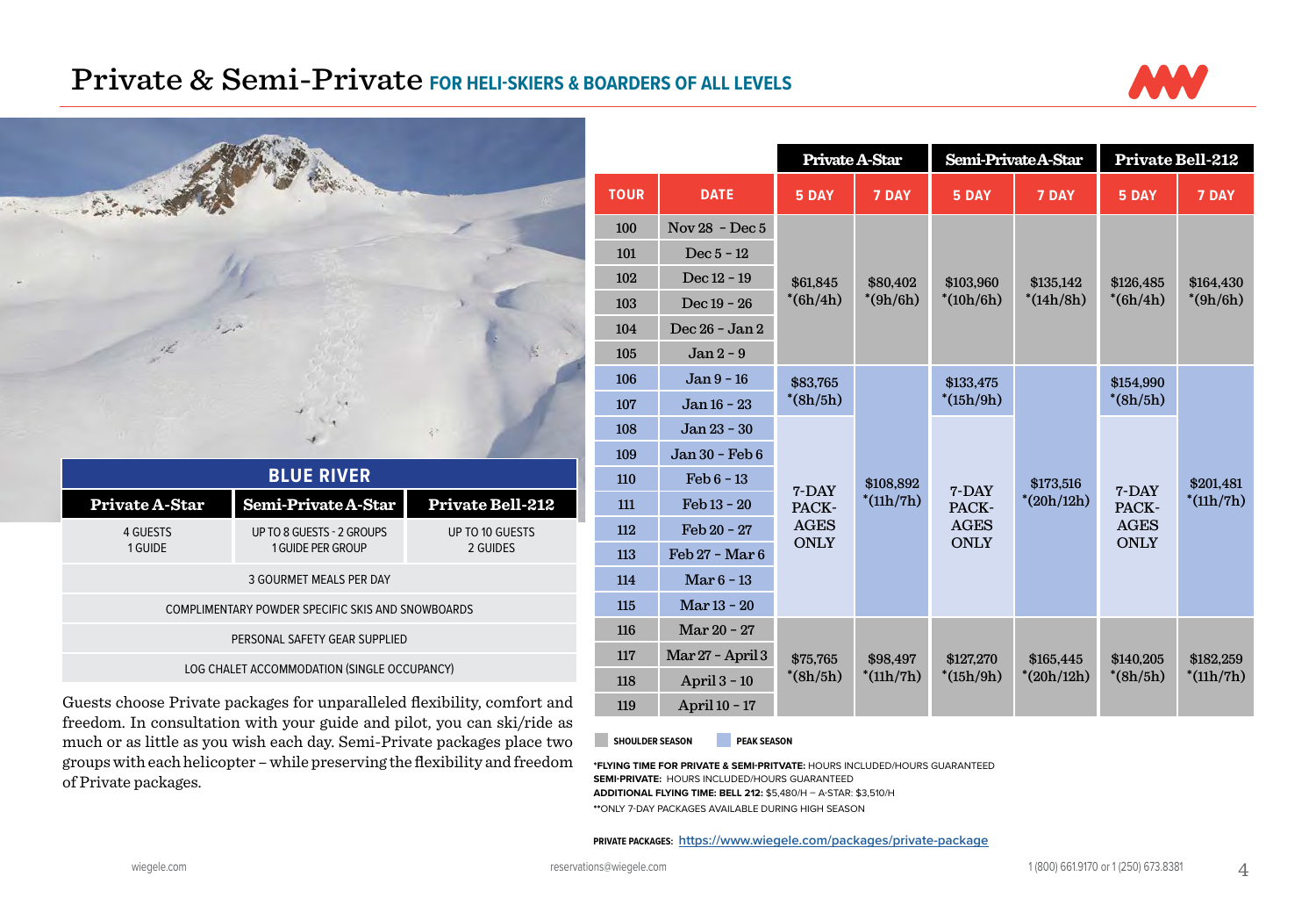# Private & Semi-Private FOR HELI-SKIERS & BOARDERS OF ALL LEVELS

| BLUE RIVER | | |
|---|---|---|
| **Private A-Star** | **Semi-Private A-Star** | **Private Bell-212** |
| 4 GUESTS<br>1 GUIDE | UP TO 8 GUESTS - 2 GROUPS<br>1 GUIDE PER GROUP | UP TO 10 GUESTS<br>2 GUIDES |
| 3 GOURMET MEALS PER DAY | | |
| COMPLIMENTARY POWDER SPECIFIC SKIS AND SNOWBOARDS | | |
| PERSONAL SAFETY GEAR SUPPLIED | | |
| LOG CHALET ACCOMMODATION (SINGLE OCCUPANCY) | | |

Guests choose Private packages for unparalleled flexibility, comfort and freedom. In consultation with your guide and pilot, you can ski/ride as much or as little as you wish each day. Semi-Private packages place two groups with each helicopter – while preserving the flexibility and freedom of Private packages.

| | | Private A-Star | | Semi-Private A-Star | | Private Bell-212 | |
|---|---|---|---|---|---|---|---|
| **TOUR** | **DATE** | **5 DAY** | **7 DAY** | **5 DAY** | **7 DAY** | **5 DAY** | **7 DAY** |
| 100 | Nov 28 - Dec 5 | $61,845 *(6h/4h) | $80,402 *(9h/6h) | $103,960 *(10h/6h) | $135,142 *(14h/8h) | $126,485 *(6h/4h) | $164,430 *(9h/6h) |
| 101 | Dec 5 - 12 | | | | | | |
| 102 | Dec 12 - 19 | | | | | | |
| 103 | Dec 19 - 26 | | | | | | |
| 104 | Dec 26 - Jan 2 | | | | | | |
| 105 | Jan 2 - 9 | | | | | | |
| 106 | Jan 9 - 16 | $83,765 *(8h/5h) | $108,892 *(11h/7h) | $133,475 *(15h/9h) | $173,516 *(20h/12h) | $154,990 *(8h/5h) | $201,481 *(11h/7h) |
| 107 | Jan 16 - 23 | | | | | | |
| 108 | Jan 23 - 30 | 7-DAY PACKAGES ONLY | | 7-DAY PACKAGES ONLY | | 7-DAY PACKAGES ONLY | |
| 109 | Jan 30 - Feb 6 | | | | | | |
| 110 | Feb 6 - 13 | | | | | | |
| 111 | Feb 13 - 20 | | | | | | |
| 112 | Feb 20 - 27 | | | | | | |
| 113 | Feb 27 - Mar 6 | | | | | | |
| 114 | Mar 6 - 13 | | | | | | |
| 115 | Mar 13 - 20 | | | | | | |
| 116 | Mar 20 - 27 | $75,765 *(8h/5h) | $98,497 *(11h/7h) | $127,270 *(15h/9h) | $165,445 *(20h/12h) | $140,205 *(8h/5h) | $182,259 *(11h/7h) |
| 117 | Mar 27 - April 3 | | | | | | |
| 118 | April 3 - 10 | | | | | | |
| 119 | April 10 - 17 | | | | | | |

SHOULDER SEASON — PEAK SEASON

**\*FLYING TIME FOR PRIVATE & SEMI-PRITVATE:** HOURS INCLUDED/HOURS GUARANTEED
**SEMI-PRIVATE:** HOURS INCLUDED/HOURS GUARANTEED
**ADDITIONAL FLYING TIME: BELL 212:** $5,480/H – A-STAR: $3,510/H
**ONLY 7-DAY PACKAGES AVAILABLE DURING HIGH SEASON

**PRIVATE PACKAGES:** https://www.wiegele.com/packages/private-package

wiegele.com — reservations@wiegele.com — 1 (800) 661.9170 or 1 (250) 673.8381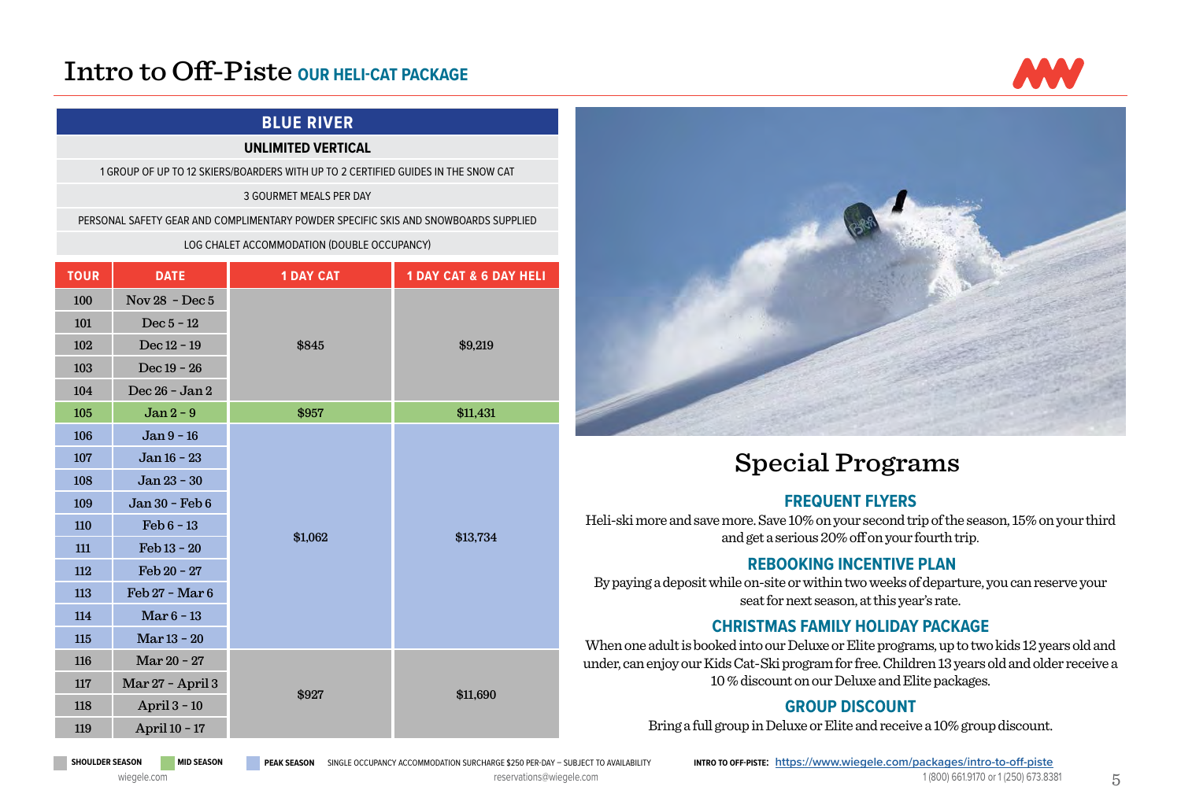# Intro to Off-Piste **OUR HELI-CAT PACKAGE**

| BLUE RIVER | | | |
|---|---|---|---|
| **UNLIMITED VERTICAL** | | | |
| 1 GROUP OF UP TO 12 SKIERS/BOARDERS WITH UP TO 2 CERTIFIED GUIDES IN THE SNOW CAT | | | |
| 3 GOURMET MEALS PER DAY | | | |
| PERSONAL SAFETY GEAR AND COMPLIMENTARY POWDER SPECIFIC SKIS AND SNOWBOARDS SUPPLIED | | | |
| LOG CHALET ACCOMMODATION (DOUBLE OCCUPANCY) | | | |
| **TOUR** | **DATE** | **1 DAY CAT** | **1 DAY CAT & 6 DAY HELI** |
| 100 | Nov 28 - Dec 5 | $845 | $9,219 |
| 101 | Dec 5 - 12 | $845 | $9,219 |
| 102 | Dec 12 - 19 | $845 | $9,219 |
| 103 | Dec 19 - 26 | $845 | $9,219 |
| 104 | Dec 26 - Jan 2 | $845 | $9,219 |
| 105 | Jan 2 - 9 | $957 | $11,431 |
| 106 | Jan 9 - 16 | $1,062 | $13,734 |
| 107 | Jan 16 - 23 | $1,062 | $13,734 |
| 108 | Jan 23 - 30 | $1,062 | $13,734 |
| 109 | Jan 30 - Feb 6 | $1,062 | $13,734 |
| 110 | Feb 6 - 13 | $1,062 | $13,734 |
| 111 | Feb 13 - 20 | $1,062 | $13,734 |
| 112 | Feb 20 - 27 | $1,062 | $13,734 |
| 113 | Feb 27 - Mar 6 | $1,062 | $13,734 |
| 114 | Mar 6 - 13 | $1,062 | $13,734 |
| 115 | Mar 13 - 20 | $1,062 | $13,734 |
| 116 | Mar 20 - 27 | $927 | $11,690 |
| 117 | Mar 27 - April 3 | $927 | $11,690 |
| 118 | April 3 - 10 | $927 | $11,690 |
| 119 | April 10 - 17 | $927 | $11,690 |

SHOULDER SEASON (tours 100–104, 116–119) | MID SEASON (tour 105) | PEAK SEASON (tours 106–115)

SINGLE OCCUPANCY ACCOMMODATION SURCHARGE $250 PER-DAY – SUBJECT TO AVAILABILITY

## Special Programs

### FREQUENT FLYERS

Heli-ski more and save more. Save 10% on your second trip of the season, 15% on your third and get a serious 20% off on your fourth trip.

### REBOOKING INCENTIVE PLAN

By paying a deposit while on-site or within two weeks of departure, you can reserve your seat for next season, at this year's rate.

### CHRISTMAS FAMILY HOLIDAY PACKAGE

When one adult is booked into our Deluxe or Elite programs, up to two kids 12 years old and under, can enjoy our Kids Cat-Ski program for free. Children 13 years old and older receive a 10 % discount on our Deluxe and Elite packages.

### GROUP DISCOUNT

Bring a full group in Deluxe or Elite and receive a 10% group discount.

**INTRO TO OFF-PISTE:** https://www.wiegele.com/packages/intro-to-off-piste

wiegele.com | reservations@wiegele.com | 1 (800) 661.9170 or 1 (250) 673.8381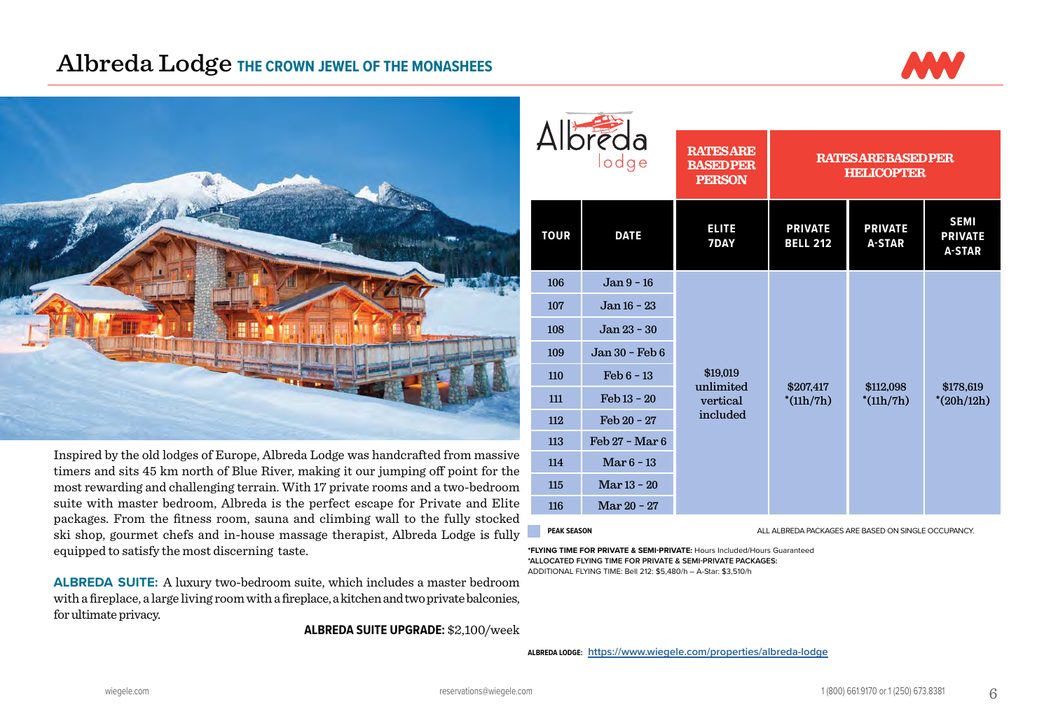# Albreda Lodge THE CROWN JEWEL OF THE MONASHEES

Inspired by the old lodges of Europe, Albreda Lodge was handcrafted from massive timers and sits 45 km north of Blue River, making it our jumping off point for the most rewarding and challenging terrain. With 17 private rooms and a two-bedroom suite with master bedroom, Albreda is the perfect escape for Private and Elite packages. From the fitness room, sauna and climbing wall to the fully stocked ski shop, gourmet chefs and in-house massage therapist, Albreda Lodge is fully equipped to satisfy the most discerning taste.

**ALBREDA SUITE:** A luxury two-bedroom suite, which includes a master bedroom with a fireplace, a large living room with a fireplace, a kitchen and two private balconies, for ultimate privacy.

**ALBREDA SUITE UPGRADE:** $2,100/week

| | | RATES ARE BASED PER PERSON | RATES ARE BASED PER HELICOPTER | | |
|---|---|---|---|---|---|
| **TOUR** | **DATE** | **ELITE 7DAY** | **PRIVATE BELL 212** | **PRIVATE A-STAR** | **SEMI PRIVATE A-STAR** |
| 106 | Jan 9 - 16 | $19,019 unlimited vertical included | $207,417 *(11h/7h) | $112,098 *(11h/7h) | $178,619 *(20h/12h) |
| 107 | Jan 16 - 23 | | | | |
| 108 | Jan 23 - 30 | | | | |
| 109 | Jan 30 - Feb 6 | | | | |
| 110 | Feb 6 - 13 | | | | |
| 111 | Feb 13 - 20 | | | | |
| 112 | Feb 20 - 27 | | | | |
| 113 | Feb 27 - Mar 6 | | | | |
| 114 | Mar 6 - 13 | | | | |
| 115 | Mar 13 - 20 | | | | |
| 116 | Mar 20 - 27 | | | | |

**PEAK SEASON**

ALL ALBREDA PACKAGES ARE BASED ON SINGLE OCCUPANCY.

**\*FLYING TIME FOR PRIVATE & SEMI-PRIVATE:** Hours Included/Hours Guaranteed
**\*ALLOCATED FLYING TIME FOR PRIVATE & SEMI-PRIVATE PACKAGES:**
ADDITIONAL FLYING TIME: Bell 212: $5,480/h – A-Star: $3,510/h

**ALBREDA LODGE:** https://www.wiegele.com/properties/albreda-lodge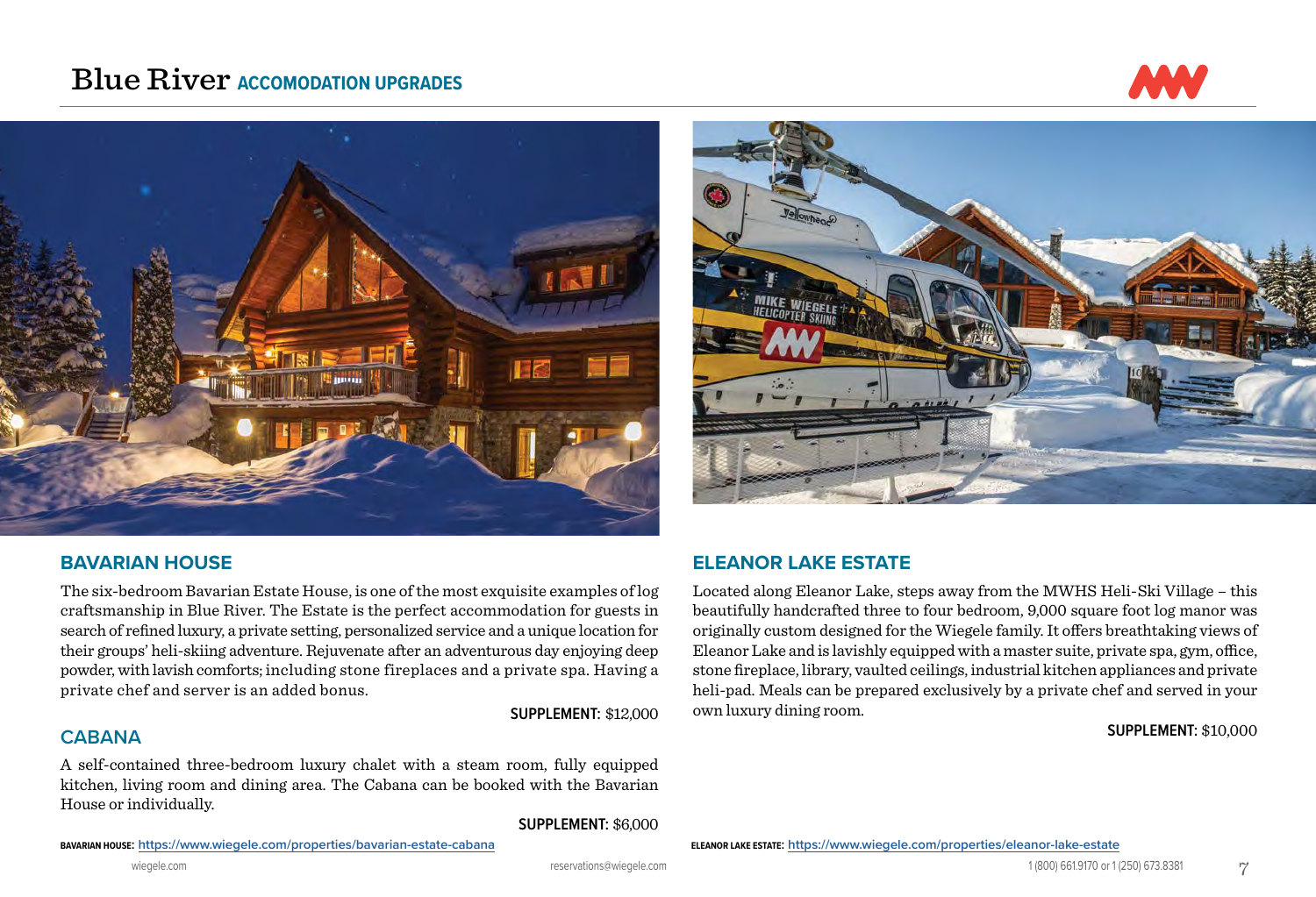# Blue River ACCOMODATION UPGRADES

## BAVARIAN HOUSE

The six-bedroom Bavarian Estate House, is one of the most exquisite examples of log craftsmanship in Blue River. The Estate is the perfect accommodation for guests in search of refined luxury, a private setting, personalized service and a unique location for their groups' heli-skiing adventure. Rejuvenate after an adventurous day enjoying deep powder, with lavish comforts; including stone fireplaces and a private spa. Having a private chef and server is an added bonus.

**SUPPLEMENT:** $12,000

## CABANA

A self-contained three-bedroom luxury chalet with a steam room, fully equipped kitchen, living room and dining area. The Cabana can be booked with the Bavarian House or individually.

**SUPPLEMENT:** $6,000

**BAVARIAN HOUSE:** https://www.wiegele.com/properties/bavarian-estate-cabana

## ELEANOR LAKE ESTATE

Located along Eleanor Lake, steps away from the MWHS Heli-Ski Village – this beautifully handcrafted three to four bedroom, 9,000 square foot log manor was originally custom designed for the Wiegele family. It offers breathtaking views of Eleanor Lake and is lavishly equipped with a master suite, private spa, gym, office, stone fireplace, library, vaulted ceilings, industrial kitchen appliances and private heli-pad. Meals can be prepared exclusively by a private chef and served in your own luxury dining room.

**SUPPLEMENT:** $10,000

**ELEANOR LAKE ESTATE:** https://www.wiegele.com/properties/eleanor-lake-estate

wiegele.com reservations@wiegele.com 1 (800) 661.9170 or 1 (250) 673.8381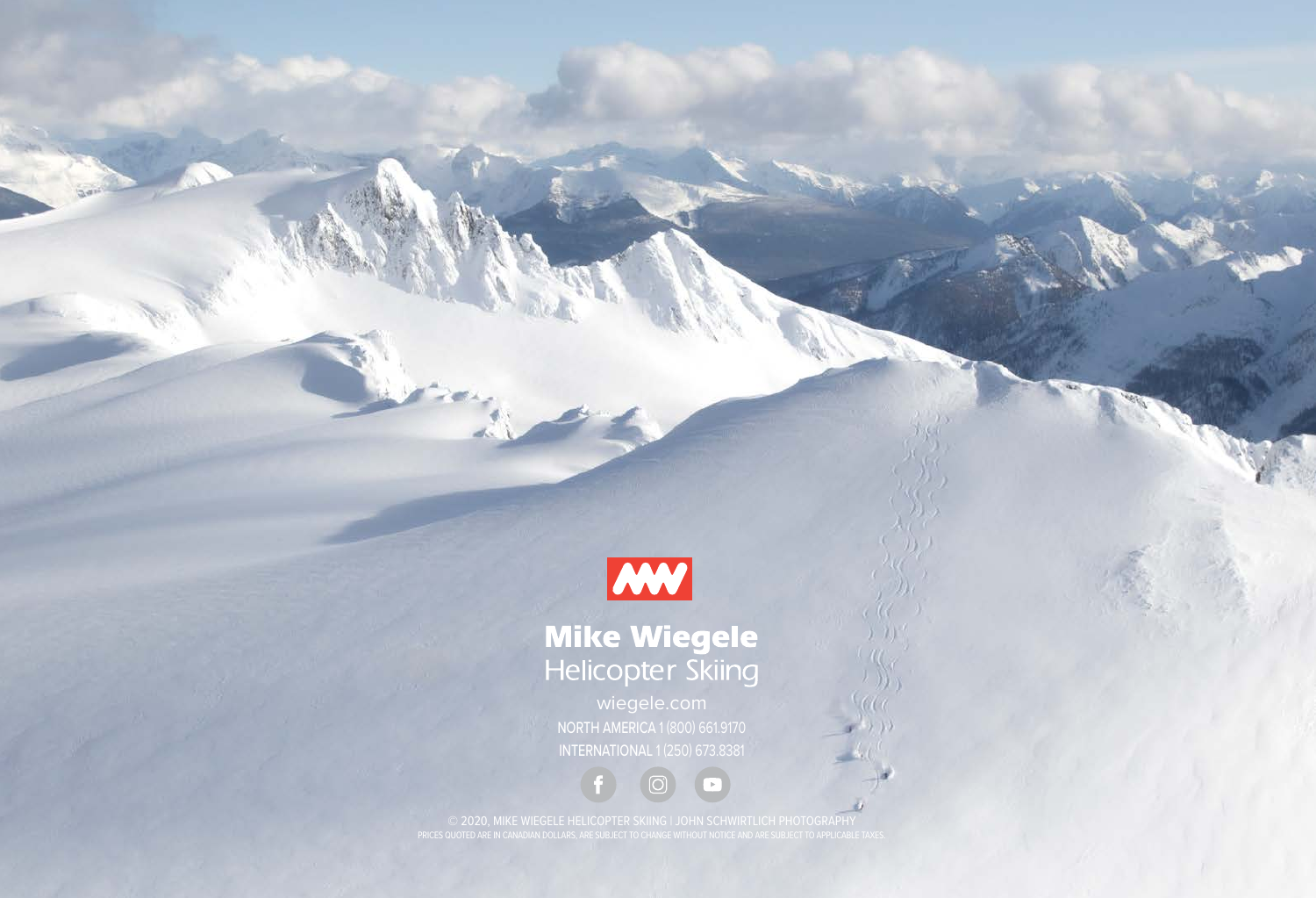**Mike Wiegele**
Helicopter Skiing

wiegele.com

NORTH AMERICA 1 (800) 661.9170

INTERNATIONAL 1 (250) 673.8381

© 2020, MIKE WIEGELE HELICOPTER SKIING | JOHN SCHWIRTLICH PHOTOGRAPHY

PRICES QUOTED ARE IN CANADIAN DOLLARS, ARE SUBJECT TO CHANGE WITHOUT NOTICE AND ARE SUBJECT TO APPLICABLE TAXES.